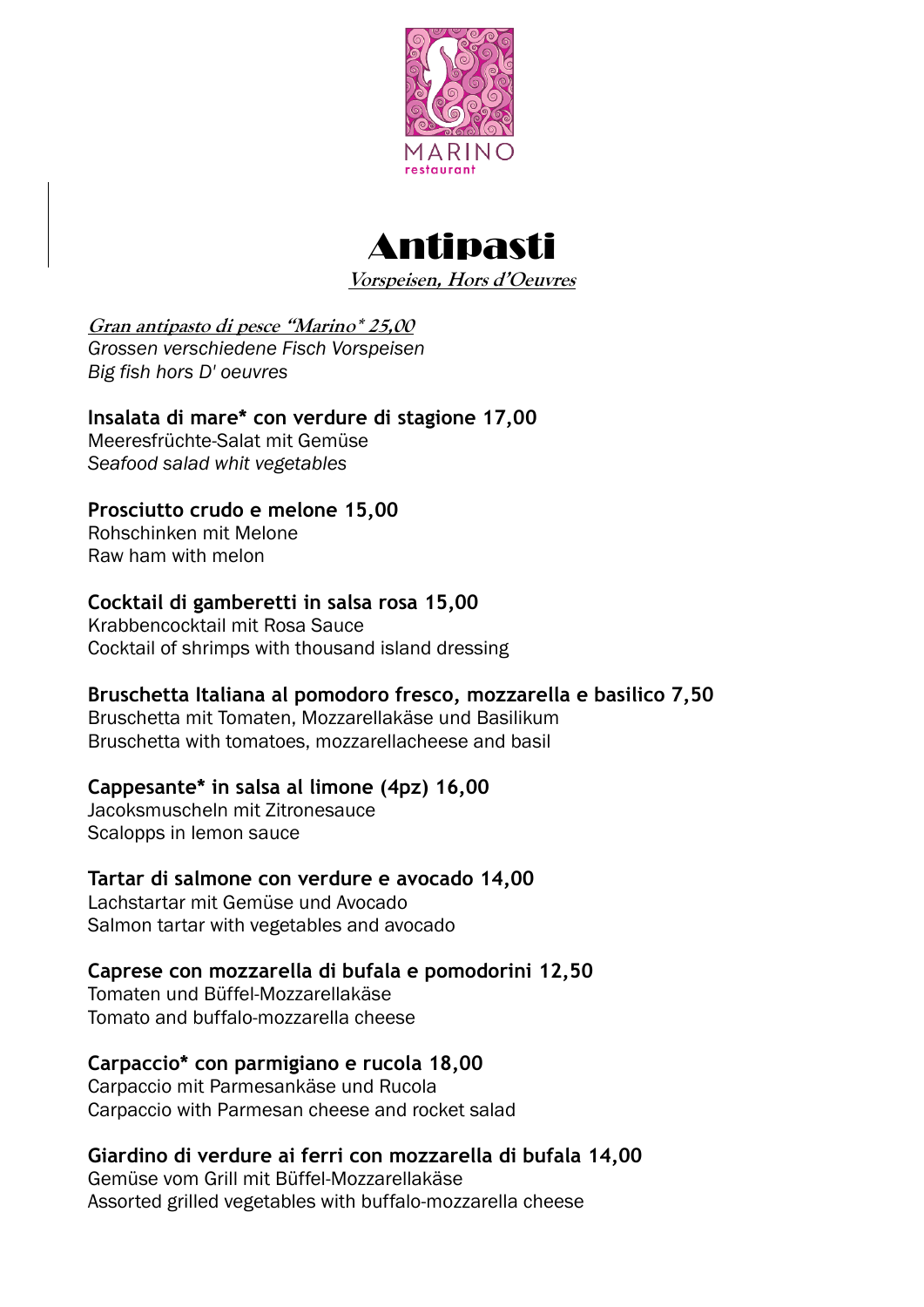MARINO
restaurant

# Antipasti

***Vorspeisen, Hors d'Oeuvres***

***Gran antipasto di pesce "Marino* 25,00***
*Grossen verschiedene Fisch Vorspeisen*
*Big fish hors D' oeuvres*

**Insalata di mare* con verdure di stagione 17,00**
Meeresfrüchte-Salat mit Gemüse
*Seafood salad whit vegetables*

**Prosciutto crudo e melone 15,00**
Rohschinken mit Melone
Raw ham with melon

**Cocktail di gamberetti in salsa rosa 15,00**
Krabbencocktail mit Rosa Sauce
Cocktail of shrimps with thousand island dressing

**Bruschetta Italiana al pomodoro fresco, mozzarella e basilico 7,50**
Bruschetta mit Tomaten, Mozzarellakäse und Basilikum
Bruschetta with tomatoes, mozzarellacheese and basil

**Cappesante* in salsa al limone (4pz) 16,00**
Jacoksmuscheln mit Zitronesauce
Scalopps in lemon sauce

**Tartar di salmone con verdure e avocado 14,00**
Lachstartar mit Gemüse und Avocado
Salmon tartar with vegetables and avocado

**Caprese con mozzarella di bufala e pomodorini 12,50**
Tomaten und Büffel-Mozzarellakäse
Tomato and buffalo-mozzarella cheese

**Carpaccio* con parmigiano e rucola 18,00**
Carpaccio mit Parmesankäse und Rucola
Carpaccio with Parmesan cheese and rocket salad

**Giardino di verdure ai ferri con mozzarella di bufala 14,00**
Gemüse vom Grill mit Büffel-Mozzarellakäse
Assorted grilled vegetables with buffalo-mozzarella cheese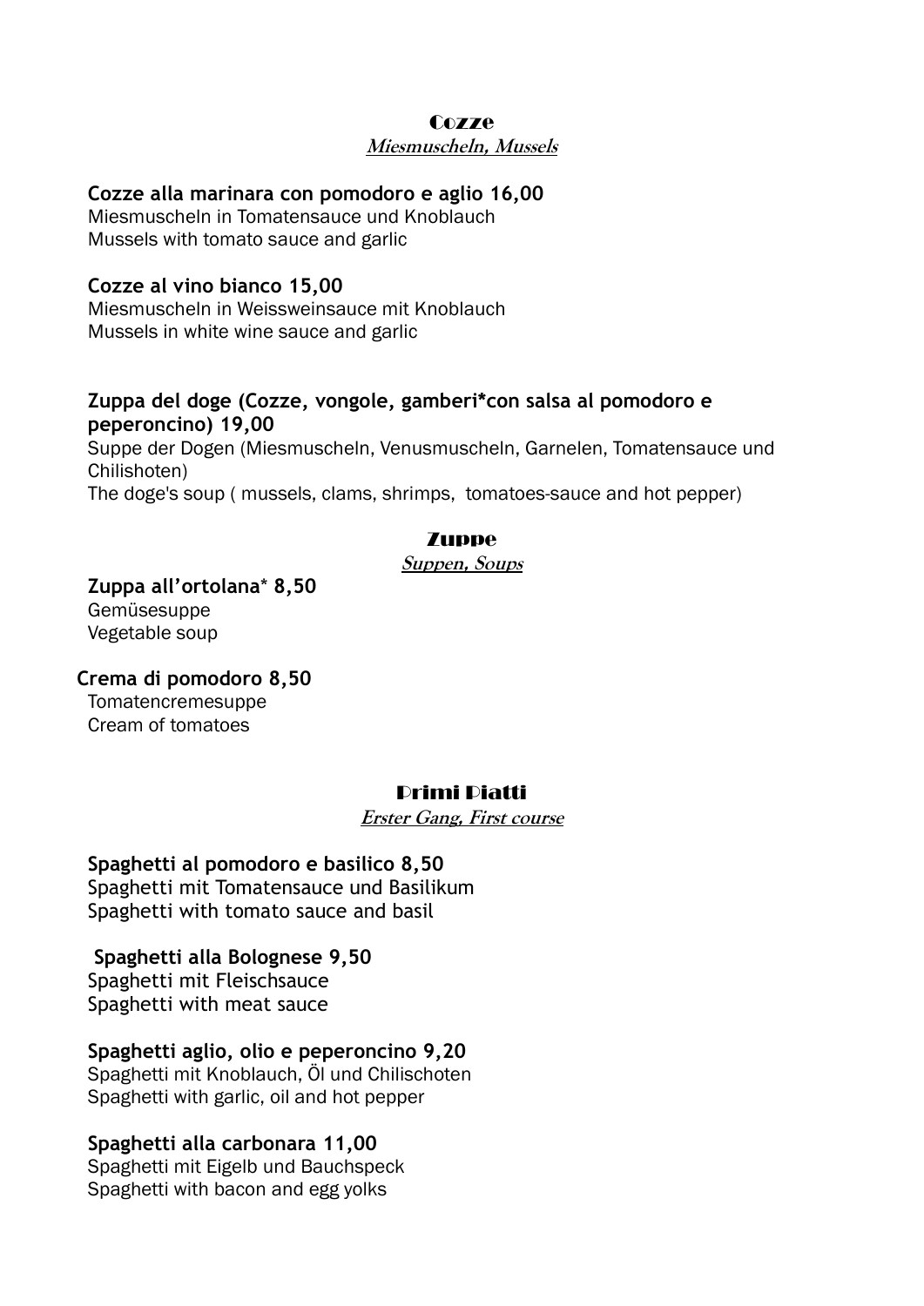## Cozze

***Miesmuscheln, Mussels***

**Cozze alla marinara con pomodoro e aglio 16,00**
Miesmuscheln in Tomatensauce und Knoblauch
Mussels with tomato sauce and garlic

**Cozze al vino bianco 15,00**
Miesmuscheln in Weissweinsauce mit Knoblauch
Mussels in white wine sauce and garlic

**Zuppa del doge (Cozze, vongole, gamberi*con salsa al pomodoro e peperoncino) 19,00**
Suppe der Dogen (Miesmuscheln, Venusmuscheln, Garnelen, Tomatensauce und Chilishoten)
The doge's soup ( mussels, clams, shrimps, tomatoes-sauce and hot pepper)

## Zuppe

***Suppen, Soups***

**Zuppa all'ortolana* 8,50**
Gemüsesuppe
Vegetable soup

**Crema di pomodoro 8,50**
Tomatencremesuppe
Cream of tomatoes

## Primi Piatti

***Erster Gang, First course***

**Spaghetti al pomodoro e basilico 8,50**
Spaghetti mit Tomatensauce und Basilikum
Spaghetti with tomato sauce and basil

**Spaghetti alla Bolognese 9,50**
Spaghetti mit Fleischsauce
Spaghetti with meat sauce

**Spaghetti aglio, olio e peperoncino 9,20**
Spaghetti mit Knoblauch, Öl und Chilischoten
Spaghetti with garlic, oil and hot pepper

**Spaghetti alla carbonara 11,00**
Spaghetti mit Eigelb und Bauchspeck
Spaghetti with bacon and egg yolks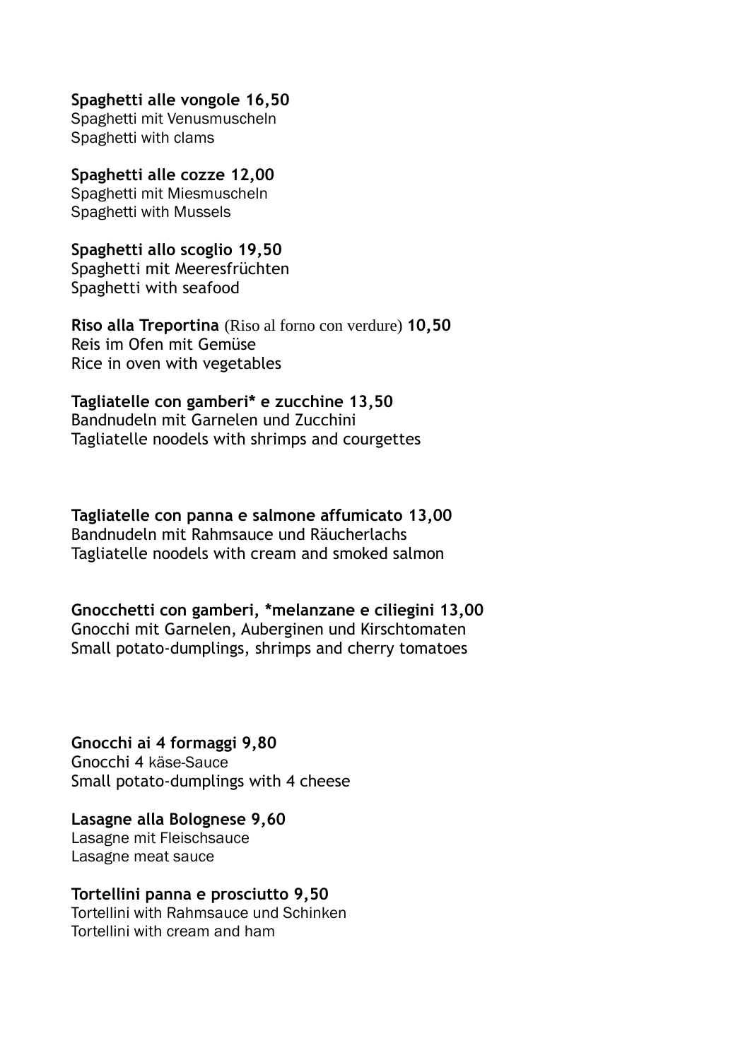**Spaghetti alle vongole 16,50**
Spaghetti mit Venusmuscheln
Spaghetti with clams

**Spaghetti alle cozze 12,00**
Spaghetti mit Miesmuscheln
Spaghetti with Mussels

**Spaghetti allo scoglio 19,50**
Spaghetti mit Meeresfrüchten
Spaghetti with seafood

**Riso alla Treportina** (Riso al forno con verdure) **10,50**
Reis im Ofen mit Gemüse
Rice in oven with vegetables

**Tagliatelle con gamberi* e zucchine 13,50**
Bandnudeln mit Garnelen und Zucchini
Tagliatelle noodels with shrimps and courgettes

**Tagliatelle con panna e salmone affumicato 13,00**
Bandnudeln mit Rahmsauce und Räucherlachs
Tagliatelle noodels with cream and smoked salmon

**Gnocchetti con gamberi, *melanzane e ciliegini 13,00**
Gnocchi mit Garnelen, Auberginen und Kirschtomaten
Small potato-dumplings, shrimps and cherry tomatoes

**Gnocchi ai 4 formaggi 9,80**
Gnocchi 4 käse-Sauce
Small potato-dumplings with 4 cheese

**Lasagne alla Bolognese 9,60**
Lasagne mit Fleischsauce
Lasagne meat sauce

**Tortellini panna e prosciutto 9,50**
Tortellini with Rahmsauce und Schinken
Tortellini with cream and ham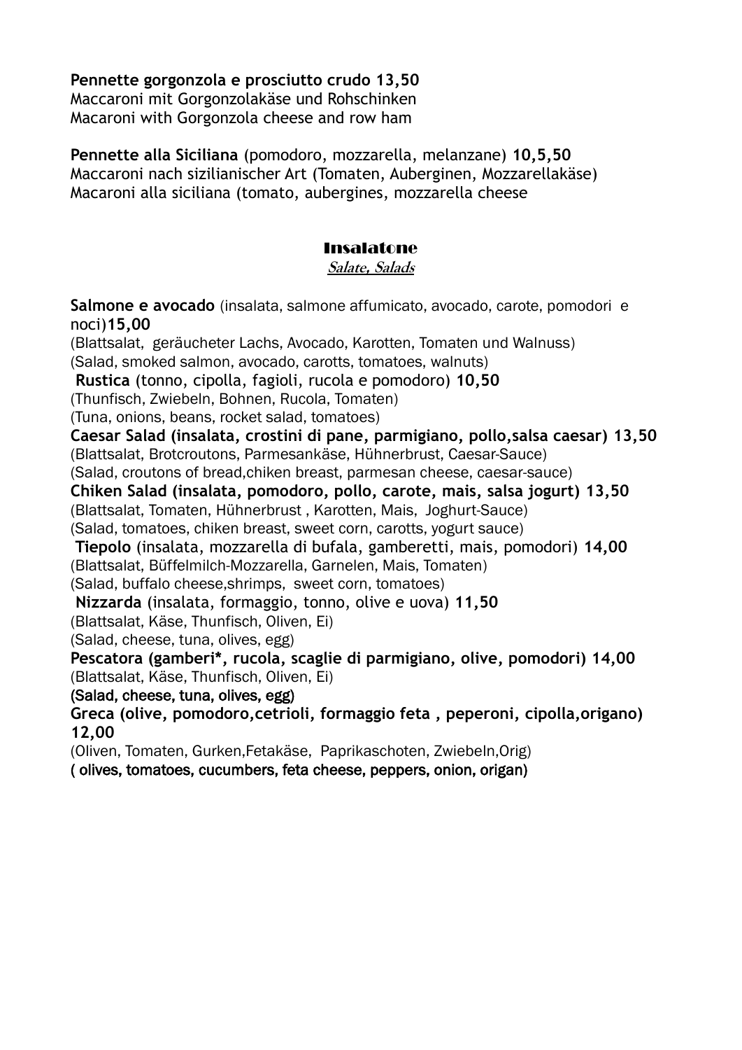**Pennette gorgonzola e prosciutto crudo 13,50**
Maccaroni mit Gorgonzolakäse und Rohschinken
Macaroni with Gorgonzola cheese and row ham

**Pennette alla Siciliana** (pomodoro, mozzarella, melanzane) **10,5,50**
Maccaroni nach sizilianischer Art (Tomaten, Auberginen, Mozzarellakäse)
Macaroni alla siciliana (tomato, aubergines, mozzarella cheese

## Insalatone

***Salate, Salads***

**Salmone e avocado** (insalata, salmone affumicato, avocado, carote, pomodori e noci)**15,00**
(Blattsalat, geräucheter Lachs, Avocado, Karotten, Tomaten und Walnuss)
(Salad, smoked salmon, avocado, carotts, tomatoes, walnuts)

**Rustica** (tonno, cipolla, fagioli, rucola e pomodoro) **10,50**
(Thunfisch, Zwiebeln, Bohnen, Rucola, Tomaten)
(Tuna, onions, beans, rocket salad, tomatoes)

**Caesar Salad (insalata, crostini di pane, parmigiano, pollo,salsa caesar) 13,50**
(Blattsalat, Brotcroutons, Parmesankäse, Hühnerbrust, Caesar-Sauce)
(Salad, croutons of bread,chiken breast, parmesan cheese, caesar-sauce)

**Chiken Salad (insalata, pomodoro, pollo, carote, mais, salsa jogurt) 13,50**
(Blattsalat, Tomaten, Hühnerbrust , Karotten, Mais, Joghurt-Sauce)
(Salad, tomatoes, chiken breast, sweet corn, carotts, yogurt sauce)

**Tiepolo** (insalata, mozzarella di bufala, gamberetti, mais, pomodori) **14,00**
(Blattsalat, Büffelmilch-Mozzarella, Garnelen, Mais, Tomaten)
(Salad, buffalo cheese,shrimps, sweet corn, tomatoes)

**Nizzarda** (insalata, formaggio, tonno, olive e uova) **11,50**
(Blattsalat, Käse, Thunfisch, Oliven, Ei)
(Salad, cheese, tuna, olives, egg)

**Pescatora (gamberi*, rucola, scaglie di parmigiano, olive, pomodori) 14,00**
(Blattsalat, Käse, Thunfisch, Oliven, Ei)
**(Salad, cheese, tuna, olives, egg)**

**Greca (olive, pomodoro,cetrioli, formaggio feta , peperoni, cipolla,origano) 12,00**
(Oliven, Tomaten, Gurken,Fetakäse, Paprikaschoten, Zwiebeln,Orig)
**( olives, tomatoes, cucumbers, feta cheese, peppers, onion, origan)**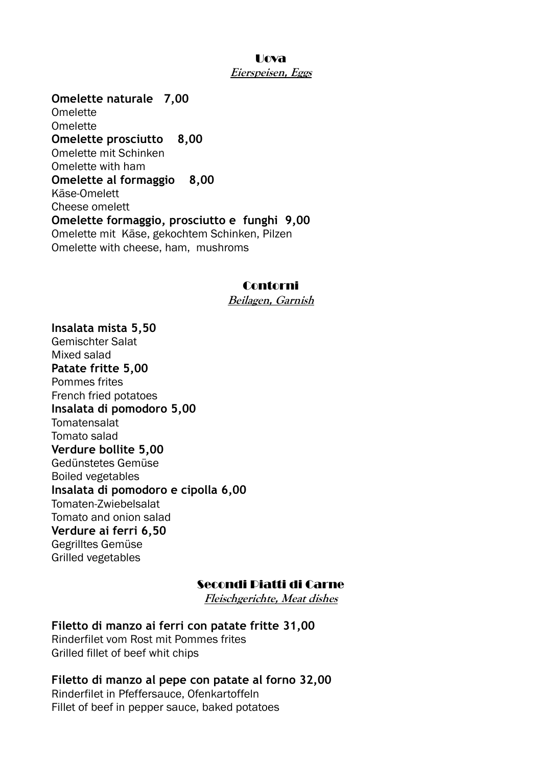## Uova

***Eierspeisen, Eggs***

**Omelette naturale 7,00**
Omelette
Omelette

**Omelette prosciutto 8,00**
Omelette mit Schinken
Omelette with ham

**Omelette al formaggio 8,00**
Käse-Omelett
Cheese omelett

**Omelette formaggio, prosciutto e funghi 9,00**
Omelette mit Käse, gekochtem Schinken, Pilzen
Omelette with cheese, ham, mushroms

## Contorni

***Beilagen, Garnish***

**Insalata mista 5,50**
Gemischter Salat
Mixed salad

**Patate fritte 5,00**
Pommes frites
French fried potatoes

**Insalata di pomodoro 5,00**
Tomatensalat
Tomato salad

**Verdure bollite 5,00**
Gedünstetes Gemüse
Boiled vegetables

**Insalata di pomodoro e cipolla 6,00**
Tomaten-Zwiebelsalat
Tomato and onion salad

**Verdure ai ferri 6,50**
Gegrilltes Gemüse
Grilled vegetables

## Secondi Piatti di Carne

***Fleischgerichte, Meat dishes***

**Filetto di manzo ai ferri con patate fritte 31,00**
Rinderfilet vom Rost mit Pommes frites
Grilled fillet of beef whit chips

**Filetto di manzo al pepe con patate al forno 32,00**
Rinderfilet in Pfeffersauce, Ofenkartoffeln
Fillet of beef in pepper sauce, baked potatoes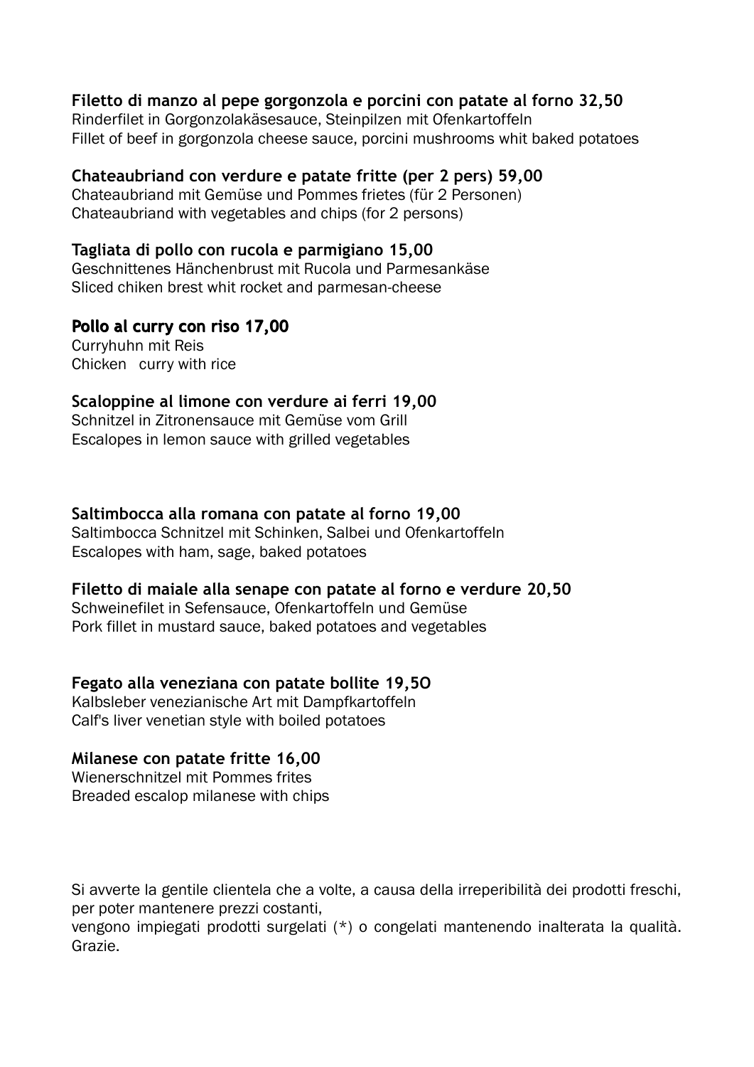**Filetto di manzo al pepe gorgonzola e porcini con patate al forno 32,50**
Rinderfilet in Gorgonzolakäsesauce, Steinpilzen mit Ofenkartoffeln
Fillet of beef in gorgonzola cheese sauce, porcini mushrooms whit baked potatoes

**Chateaubriand con verdure e patate fritte (per 2 pers) 59,00**
Chateaubriand mit Gemüse und Pommes frietes (für 2 Personen)
Chateaubriand with vegetables and chips (for 2 persons)

**Tagliata di pollo con rucola e parmigiano 15,00**
Geschnittenes Hänchenbrust mit Rucola und Parmesankäse
Sliced chiken brest whit rocket and parmesan-cheese

**Pollo al curry con riso 17,00**
Curryhuhn mit Reis
Chicken curry with rice

**Scaloppine al limone con verdure ai ferri 19,00**
Schnitzel in Zitronensauce mit Gemüse vom Grill
Escalopes in lemon sauce with grilled vegetables

**Saltimbocca alla romana con patate al forno 19,00**
Saltimbocca Schnitzel mit Schinken, Salbei und Ofenkartoffeln
Escalopes with ham, sage, baked potatoes

**Filetto di maiale alla senape con patate al forno e verdure 20,50**
Schweinefilet in Sefensauce, Ofenkartoffeln und Gemüse
Pork fillet in mustard sauce, baked potatoes and vegetables

**Fegato alla veneziana con patate bollite 19,5O**
Kalbsleber venezianische Art mit Dampfkartoffeln
Calf's liver venetian style with boiled potatoes

**Milanese con patate fritte 16,00**
Wienerschnitzel mit Pommes frites
Breaded escalop milanese with chips

Si avverte la gentile clientela che a volte, a causa della irreperibilità dei prodotti freschi, per poter mantenere prezzi costanti,
vengono impiegati prodotti surgelati (*) o congelati mantenendo inalterata la qualità. Grazie.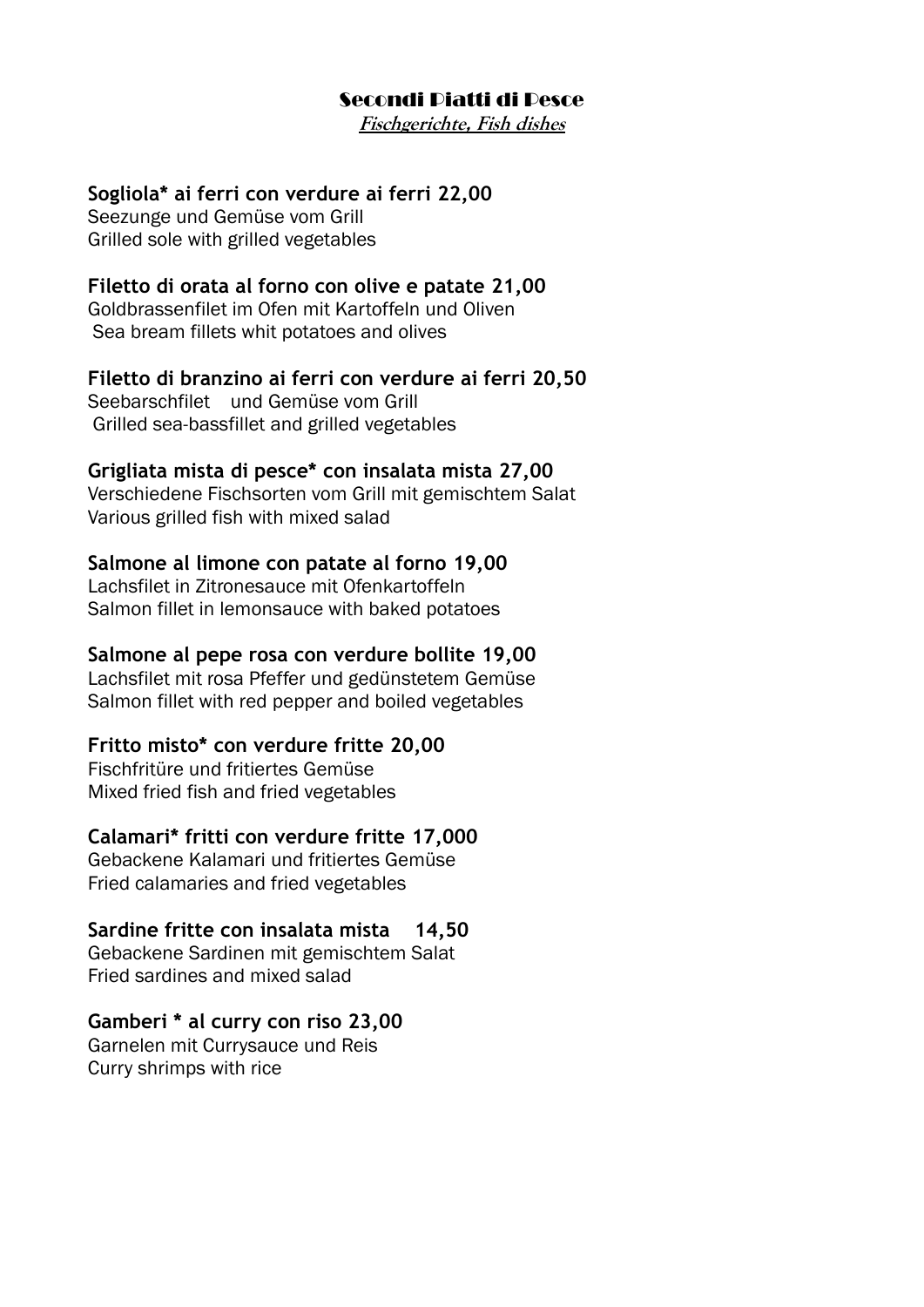## Secondi Piatti di Pesce

***Fischgerichte, Fish dishes***

**Sogliola* ai ferri con verdure ai ferri 22,00**
Seezunge und Gemüse vom Grill
Grilled sole with grilled vegetables

**Filetto di orata al forno con olive e patate 21,00**
Goldbrassenfilet im Ofen mit Kartoffeln und Oliven
Sea bream fillets whit potatoes and olives

**Filetto di branzino ai ferri con verdure ai ferri 20,50**
Seebarschfilet und Gemüse vom Grill
Grilled sea-bassfillet and grilled vegetables

**Grigliata mista di pesce* con insalata mista 27,00**
Verschiedene Fischsorten vom Grill mit gemischtem Salat
Various grilled fish with mixed salad

**Salmone al limone con patate al forno 19,00**
Lachsfilet in Zitronesauce mit Ofenkartoffeln
Salmon fillet in lemonsauce with baked potatoes

**Salmone al pepe rosa con verdure bollite 19,00**
Lachsfilet mit rosa Pfeffer und gedünstetem Gemüse
Salmon fillet with red pepper and boiled vegetables

**Fritto misto* con verdure fritte 20,00**
Fischfritüre und fritiertes Gemüse
Mixed fried fish and fried vegetables

**Calamari* fritti con verdure fritte 17,000**
Gebackene Kalamari und fritiertes Gemüse
Fried calamaries and fried vegetables

**Sardine fritte con insalata mista 14,50**
Gebackene Sardinen mit gemischtem Salat
Fried sardines and mixed salad

**Gamberi * al curry con riso 23,00**
Garnelen mit Currysauce und Reis
Curry shrimps with rice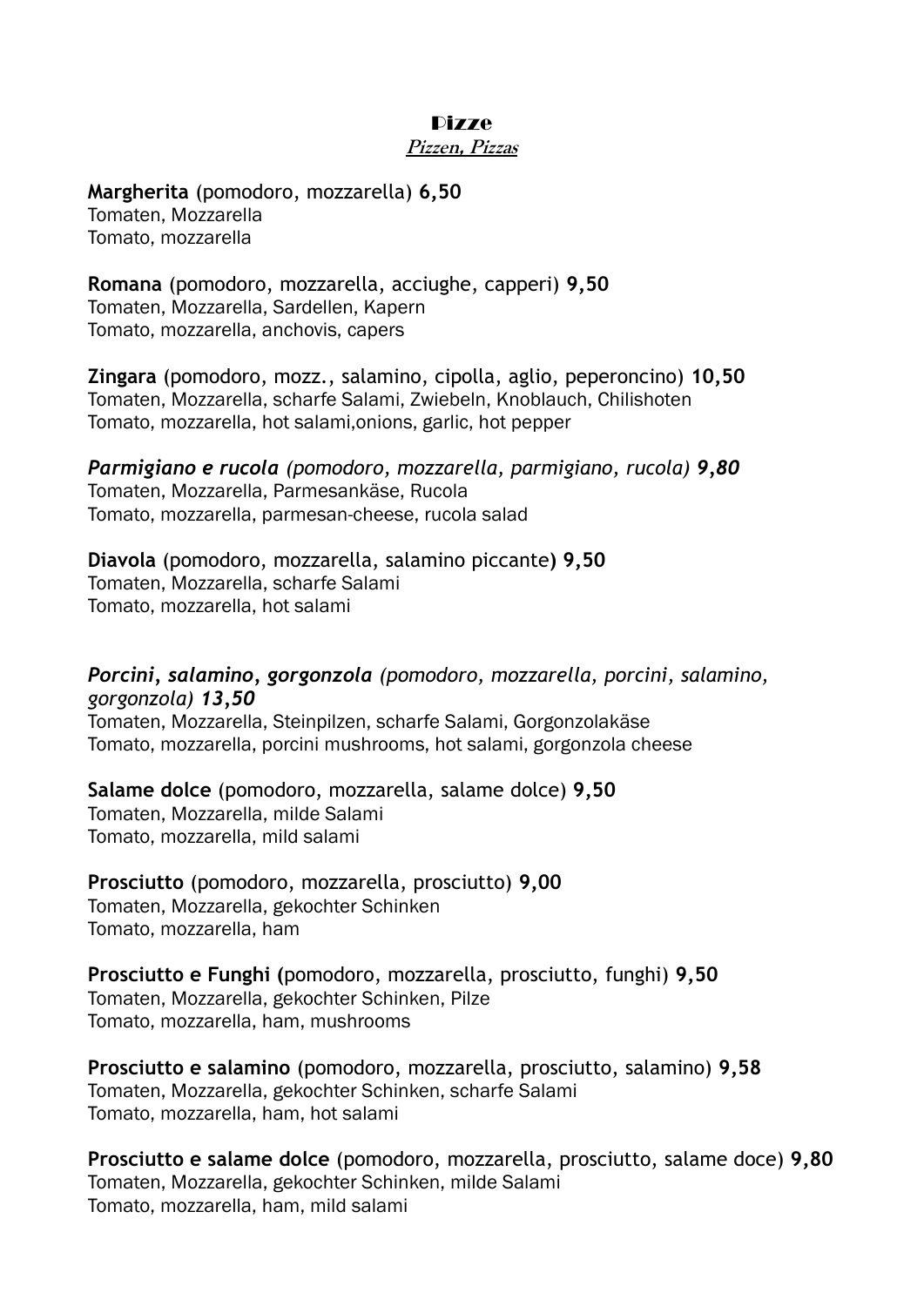# Pizze

## *Pizzen, Pizzas*

**Margherita** (pomodoro, mozzarella) **6,50**
Tomaten, Mozzarella
Tomato, mozzarella

**Romana** (pomodoro, mozzarella, acciughe, capperi) **9,50**
Tomaten, Mozzarella, Sardellen, Kapern
Tomato, mozzarella, anchovis, capers

**Zingara** (pomodoro, mozz., salamino, cipolla, aglio, peperoncino) **10,50**
Tomaten, Mozzarella, scharfe Salami, Zwiebeln, Knoblauch, Chilishoten
Tomato, mozzarella, hot salami,onions, garlic, hot pepper

***Parmigiano e rucola*** *(pomodoro, mozzarella, parmigiano, rucola)* ***9,80***
Tomaten, Mozzarella, Parmesankäse, Rucola
Tomato, mozzarella, parmesan-cheese, rucola salad

**Diavola** (pomodoro, mozzarella, salamino piccante**) 9,50**
Tomaten, Mozzarella, scharfe Salami
Tomato, mozzarella, hot salami

***Porcini, salamino, gorgonzola*** *(pomodoro, mozzarella, porcini, salamino, gorgonzola)* ***13,50***
Tomaten, Mozzarella, Steinpilzen, scharfe Salami, Gorgonzolakäse
Tomato, mozzarella, porcini mushrooms, hot salami, gorgonzola cheese

**Salame dolce** (pomodoro, mozzarella, salame dolce) **9,50**
Tomaten, Mozzarella, milde Salami
Tomato, mozzarella, mild salami

**Prosciutto** (pomodoro, mozzarella, prosciutto) **9,00**
Tomaten, Mozzarella, gekochter Schinken
Tomato, mozzarella, ham

**Prosciutto e Funghi (**pomodoro, mozzarella, prosciutto, funghi) **9,50**
Tomaten, Mozzarella, gekochter Schinken, Pilze
Tomato, mozzarella, ham, mushrooms

**Prosciutto e salamino** (pomodoro, mozzarella, prosciutto, salamino) **9,58**
Tomaten, Mozzarella, gekochter Schinken, scharfe Salami
Tomato, mozzarella, ham, hot salami

**Prosciutto e salame dolce** (pomodoro, mozzarella, prosciutto, salame doce) **9,80**
Tomaten, Mozzarella, gekochter Schinken, milde Salami
Tomato, mozzarella, ham, mild salami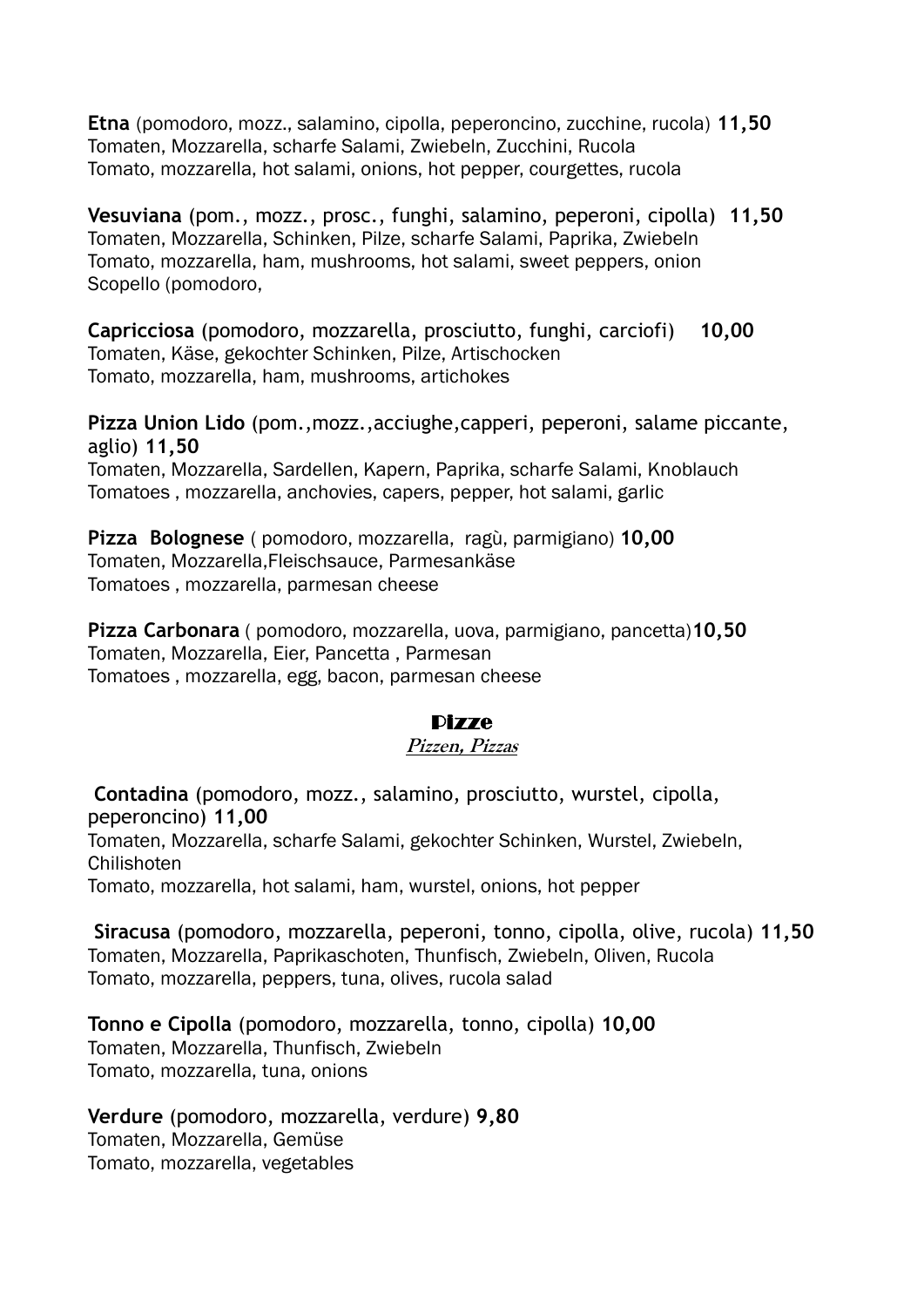**Etna** (pomodoro, mozz., salamino, cipolla, peperoncino, zucchine, rucola) **11,50**
Tomaten, Mozzarella, scharfe Salami, Zwiebeln, Zucchini, Rucola
Tomato, mozzarella, hot salami, onions, hot pepper, courgettes, rucola

**Vesuviana** (pom., mozz., prosc., funghi, salamino, peperoni, cipolla) **11,50**
Tomaten, Mozzarella, Schinken, Pilze, scharfe Salami, Paprika, Zwiebeln
Tomato, mozzarella, ham, mushrooms, hot salami, sweet peppers, onion
Scopello (pomodoro,

**Capricciosa** (pomodoro, mozzarella, prosciutto, funghi, carciofi) **10,00**
Tomaten, Käse, gekochter Schinken, Pilze, Artischocken
Tomato, mozzarella, ham, mushrooms, artichokes

**Pizza Union Lido** (pom.,mozz.,acciughe,capperi, peperoni, salame piccante, aglio) **11,50**
Tomaten, Mozzarella, Sardellen, Kapern, Paprika, scharfe Salami, Knoblauch
Tomatoes , mozzarella, anchovies, capers, pepper, hot salami, garlic

**Pizza Bolognese** ( pomodoro, mozzarella, ragù, parmigiano) **10,00**
Tomaten, Mozzarella,Fleischsauce, Parmesankäse
Tomatoes , mozzarella, parmesan cheese

**Pizza Carbonara** ( pomodoro, mozzarella, uova, parmigiano, pancetta)**10,50**
Tomaten, Mozzarella, Eier, Pancetta , Parmesan
Tomatoes , mozzarella, egg, bacon, parmesan cheese

## Pizze

***Pizzen, Pizzas***

**Contadina** (pomodoro, mozz., salamino, prosciutto, wurstel, cipolla, peperoncino) **11,00**
Tomaten, Mozzarella, scharfe Salami, gekochter Schinken, Wurstel, Zwiebeln, Chilishoten
Tomato, mozzarella, hot salami, ham, wurstel, onions, hot pepper

**Siracusa** (pomodoro, mozzarella, peperoni, tonno, cipolla, olive, rucola) **11,50**
Tomaten, Mozzarella, Paprikaschoten, Thunfisch, Zwiebeln, Oliven, Rucola
Tomato, mozzarella, peppers, tuna, olives, rucola salad

**Tonno e Cipolla** (pomodoro, mozzarella, tonno, cipolla) **10,00**
Tomaten, Mozzarella, Thunfisch, Zwiebeln
Tomato, mozzarella, tuna, onions

**Verdure** (pomodoro, mozzarella, verdure) **9,80**
Tomaten, Mozzarella, Gemüse
Tomato, mozzarella, vegetables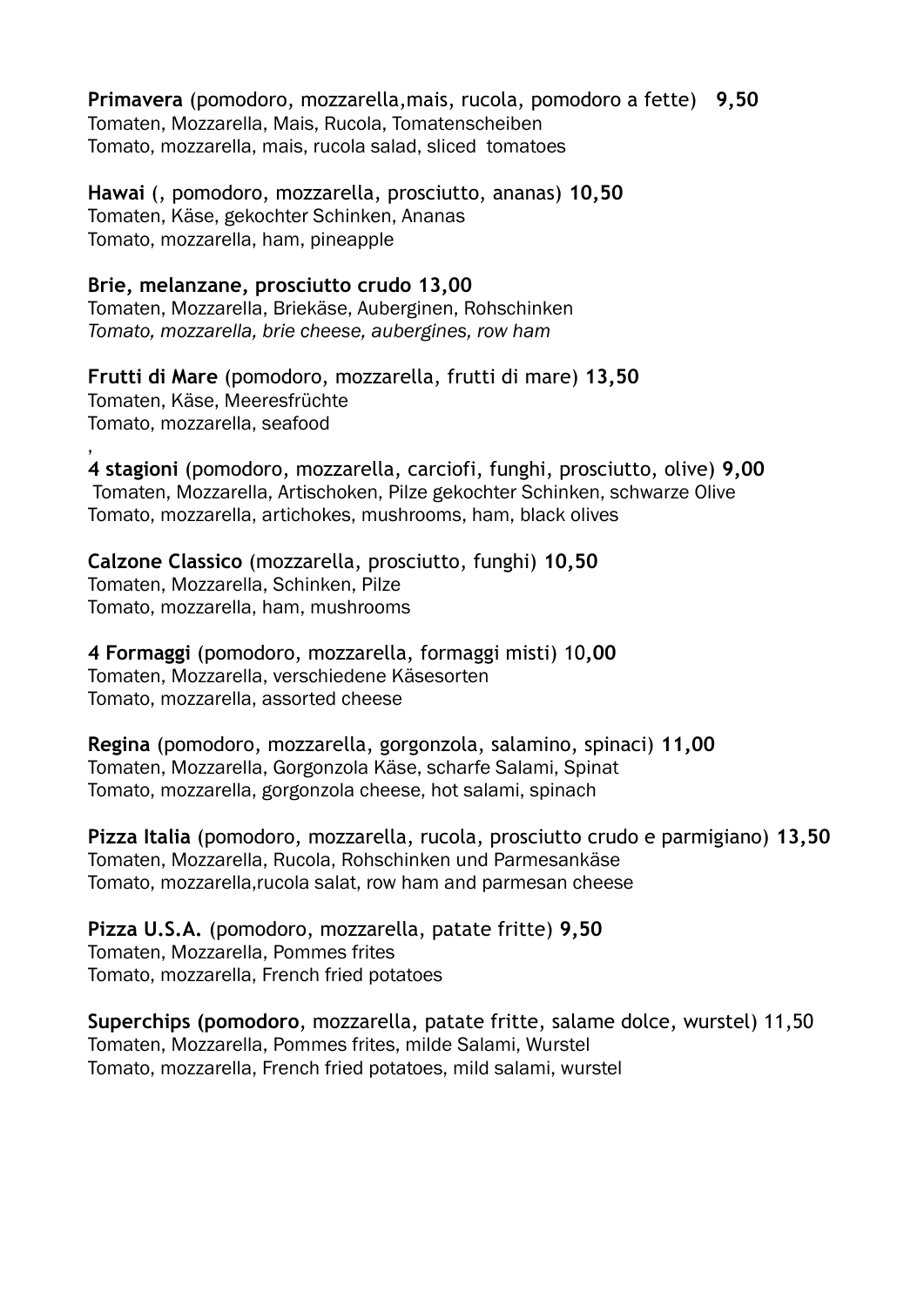**Primavera** (pomodoro, mozzarella,mais, rucola, pomodoro a fette) **9,50**
Tomaten, Mozzarella, Mais, Rucola, Tomatenscheiben
Tomato, mozzarella, mais, rucola salad, sliced tomatoes

**Hawai** (, pomodoro, mozzarella, prosciutto, ananas) **10,50**
Tomaten, Käse, gekochter Schinken, Ananas
Tomato, mozzarella, ham, pineapple

**Brie, melanzane, prosciutto crudo 13,00**
Tomaten, Mozzarella, Briekäse, Auberginen, Rohschinken
*Tomato, mozzarella, brie cheese, aubergines, row ham*

**Frutti di Mare** (pomodoro, mozzarella, frutti di mare) **13,50**
Tomaten, Käse, Meeresfrüchte
Tomato, mozzarella, seafood
,
**4 stagioni** (pomodoro, mozzarella, carciofi, funghi, prosciutto, olive) **9,00**
Tomaten, Mozzarella, Artischoken, Pilze gekochter Schinken, schwarze Olive
Tomato, mozzarella, artichokes, mushrooms, ham, black olives

**Calzone Classico** (mozzarella, prosciutto, funghi) **10,50**
Tomaten, Mozzarella, Schinken, Pilze
Tomato, mozzarella, ham, mushrooms

**4 Formaggi** (pomodoro, mozzarella, formaggi misti) 10**,00**
Tomaten, Mozzarella, verschiedene Käsesorten
Tomato, mozzarella, assorted cheese

**Regina** (pomodoro, mozzarella, gorgonzola, salamino, spinaci) **11,00**
Tomaten, Mozzarella, Gorgonzola Käse, scharfe Salami, Spinat
Tomato, mozzarella, gorgonzola cheese, hot salami, spinach

**Pizza Italia** (pomodoro, mozzarella, rucola, prosciutto crudo e parmigiano) **13,50**
Tomaten, Mozzarella, Rucola, Rohschinken und Parmesankäse
Tomato, mozzarella,rucola salat, row ham and parmesan cheese

**Pizza U.S.A.** (pomodoro, mozzarella, patate fritte) **9,50**
Tomaten, Mozzarella, Pommes frites
Tomato, mozzarella, French fried potatoes

**Superchips (pomodoro**, mozzarella, patate fritte, salame dolce, wurstel) 11,50
Tomaten, Mozzarella, Pommes frites, milde Salami, Wurstel
Tomato, mozzarella, French fried potatoes, mild salami, wurstel